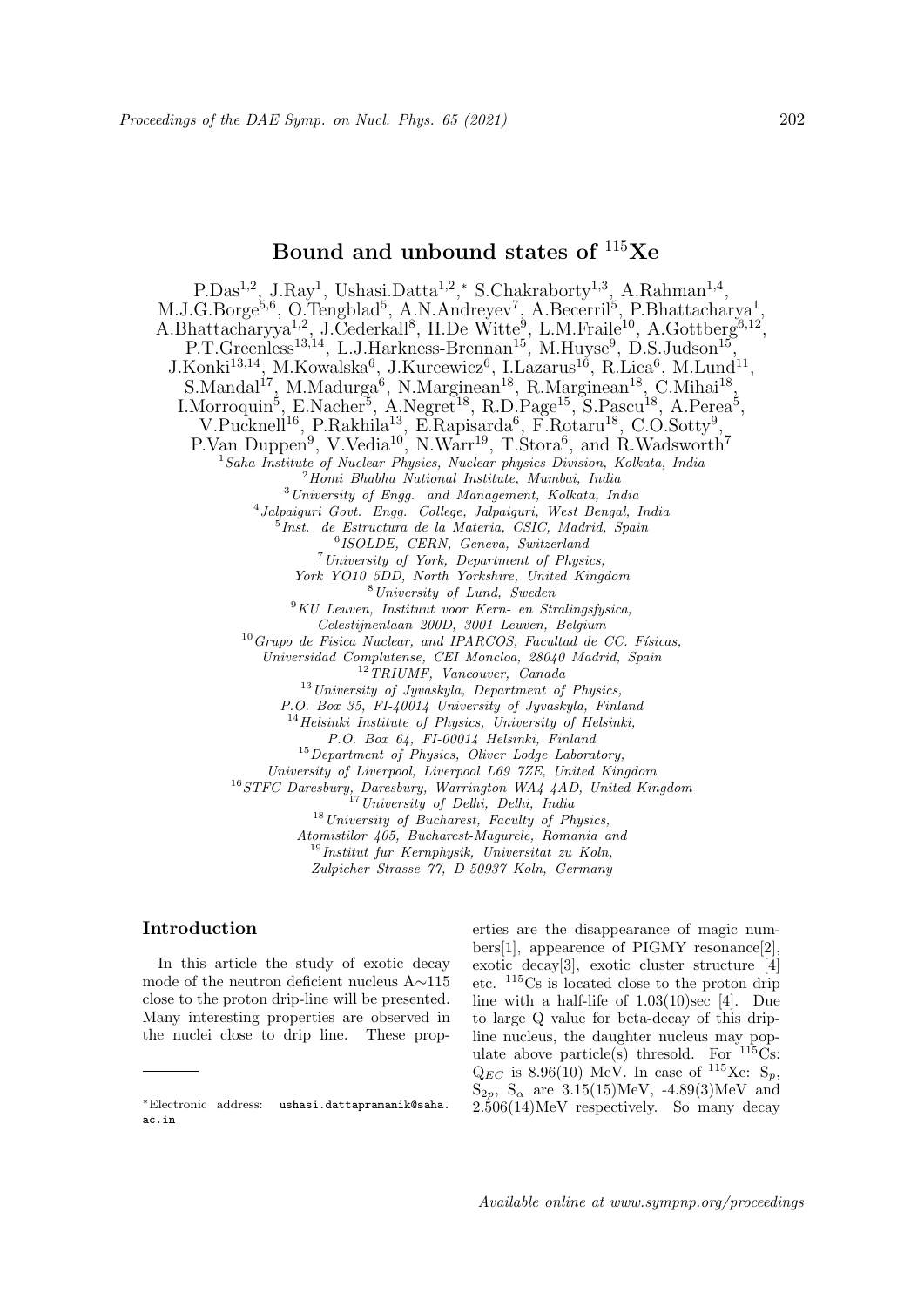# Bound and unbound states of $^{115}$Xe

P.Das[1,2], J.Ray[1], Ushasi.Datta[1,2,*], S.Chakraborty[1,3], A.Rahman[1,4], M.J.G.Borge[5,6], O.Tengblad[5], A.N.Andreyev[7], A.Becerril[5], P.Bhattacharya[1], A.Bhattacharyya[1,2], J.Cederkall[8], H.De Witte[9], L.M.Fraile[10], A.Gottberg[6,12], P.T.Greenless[13,14], L.J.Harkness-Brennan[15], M.Huyse[9], D.S.Judson[15], J.Konki[13,14], M.Kowalska[6], J.Kurcewicz[6], I.Lazarus[16], R.Lica[6], M.Lund[11], S.Mandal[17], M.Madurga[6], N.Marginean[18], R.Marginean[18], C.Mihai[18], I.Morroquin[5], E.Nacher[5], A.Negret[18], R.D.Page[15], S.Pascu[18], A.Perea[5], V.Pucknell[16], P.Rakhila[13], E.Rapisarda[6], F.Rotaru[18], C.O.Sotty[9], P.Van Duppen[9], V.Vedia[10], N.Warr[19], T.Stora[6], and R.Wadsworth[7]

[1] *Saha Institute of Nuclear Physics, Nuclear physics Division, Kolkata, India*
[2] *Homi Bhabha National Institute, Mumbai, India*
[3] *University of Engg. and Management, Kolkata, India*
[4] *Jalpaiguri Govt. Engg. College, Jalpaiguri, West Bengal, India*
[5] *Inst. de Estructura de la Materia, CSIC, Madrid, Spain*
[6] *ISOLDE, CERN, Geneva, Switzerland*
[7] *University of York, Department of Physics, York YO10 5DD, North Yorkshire, United Kingdom*
[8] *University of Lund, Sweden*
[9] *KU Leuven, Instituut voor Kern- en Stralingsfysica, Celestijnenlaan 200D, 3001 Leuven, Belgium*
[10] *Grupo de Fisica Nuclear, and IPARCOS, Facultad de CC. Físicas, Universidad Complutense, CEI Moncloa, 28040 Madrid, Spain*
[12] *TRIUMF, Vancouver, Canada*
[13] *University of Jyvaskyla, Department of Physics, P.O. Box 35, FI-40014 University of Jyvaskyla, Finland*
[14] *Helsinki Institute of Physics, University of Helsinki, P.O. Box 64, FI-00014 Helsinki, Finland*
[15] *Department of Physics, Oliver Lodge Laboratory, University of Liverpool, Liverpool L69 7ZE, United Kingdom*
[16] *STFC Daresbury, Daresbury, Warrington WA4 4AD, United Kingdom*
[17] *University of Delhi, Delhi, India*
[18] *University of Bucharest, Faculty of Physics, Atomistilor 405, Bucharest-Magurele, Romania and*
[19] *Institut fur Kernphysik, Universitat zu Koln, Zulpicher Strasse 77, D-50937 Koln, Germany*

## Introduction

In this article the study of exotic decay mode of the neutron deficient nucleus A$\sim$115 close to the proton drip-line will be presented. Many interesting properties are observed in the nuclei close to drip line. These properties are the disappearance of magic numbers[1], appearence of PIGMY resonance[2], exotic decay[3], exotic cluster structure [4] etc. $^{115}$Cs is located close to the proton drip line with a half-life of 1.03(10)sec [4]. Due to large Q value for beta-decay of this drip-line nucleus, the daughter nucleus may populate above particle(s) thresold. For $^{115}$Cs: $Q_{EC}$ is 8.96(10) MeV. In case of $^{115}$Xe: $S_p$, $S_{2p}$, $S_\alpha$ are 3.15(15)MeV, -4.89(3)MeV and 2.506(14)MeV respectively. So many decay

*Electronic address: ushasi.dattapramanik@saha.ac.in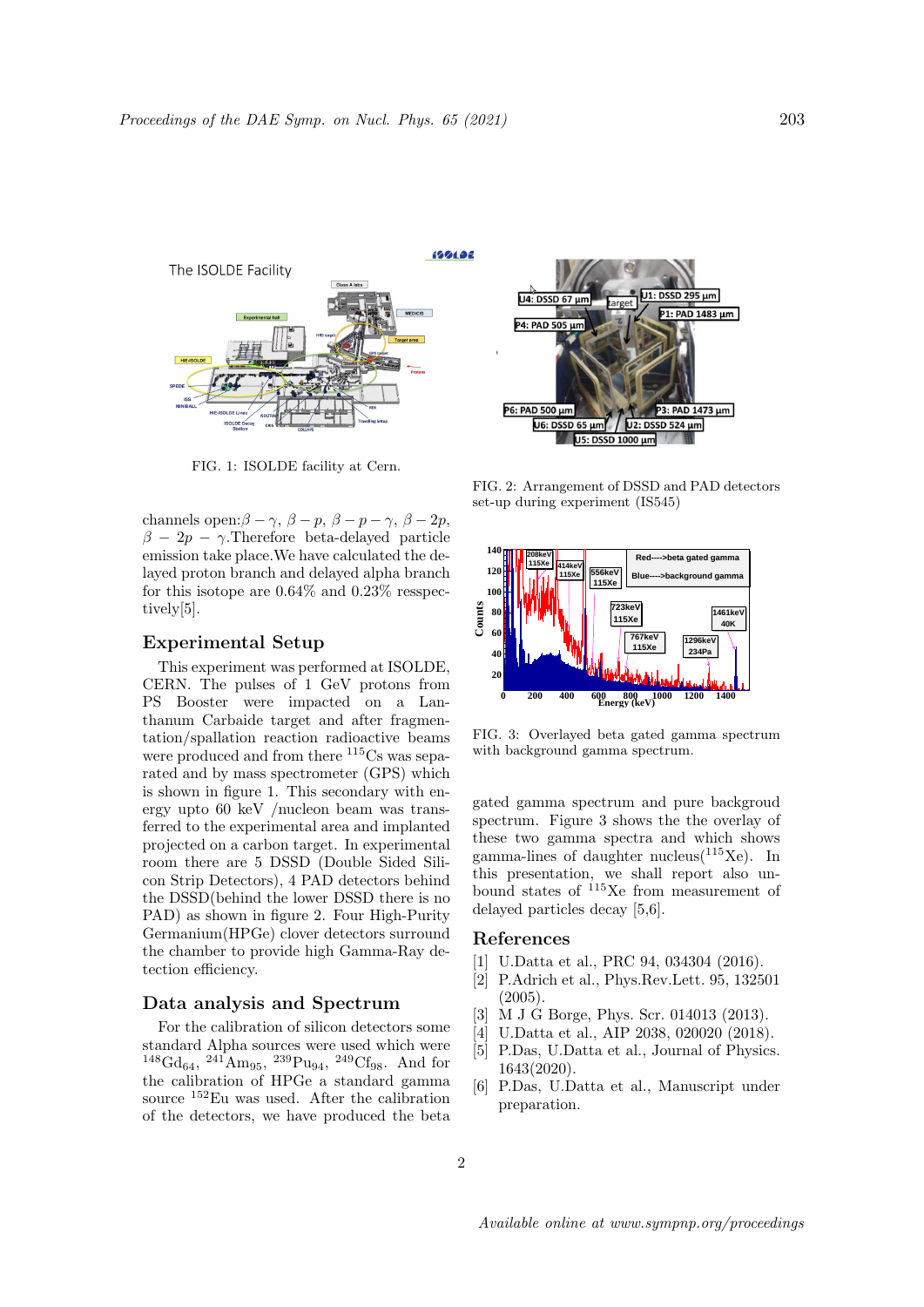The ISOLDE Facility

ISOLDE

Class A labs

MEDICIS

Experimental hall

HRS target

Target area

HIE-ISOLDE

GPS target

Protons

SPEDE

ISS

MINIBALL

HIE-ISOLDE Linac

SOLITAIR

REX

ISOLDE Decay Station

CRIS

COLLAPS

Travelling Setup

FIG. 1: ISOLDE facility at Cern.

U4: DSSD 67 μm

U1: DSSD 295 μm

target

P1: PAD 1483 μm

P4: PAD 505 μm

P6: PAD 500 μm

P3: PAD 1473 μm

U6: DSSD 65 μm

U2: DSSD 524 μm

U5: DSSD 1000 μm

FIG. 2: Arrangement of DSSD and PAD detectors set-up during experiment (IS545)

channels open: $\beta-\gamma$, $\beta-p$, $\beta-p-\gamma$, $\beta-2p$, $\beta-2p-\gamma$. Therefore beta-delayed particle emission take place. We have calculated the delayed proton branch and delayed alpha branch for this isotope are 0.64% and 0.23% resspectively[5].

## Experimental Setup

This experiment was performed at ISOLDE, CERN. The pulses of 1 GeV protons from PS Booster were impacted on a Lanthanum Carbaide target and after fragmentation/spallation reaction radioactive beams were produced and from there $^{115}$Cs was separated and by mass spectrometer (GPS) which is shown in figure 1. This secondary with energy upto 60 keV /nucleon beam was transferred to the experimental area and implanted projected on a carbon target. In experimental room there are 5 DSSD (Double Sided Silicon Strip Detectors), 4 PAD detectors behind the DSSD(behind the lower DSSD there is no PAD) as shown in figure 2. Four High-Purity Germanium(HPGe) clover detectors surround the chamber to provide high Gamma-Ray detection efficiency.

## Data analysis and Spectrum

For the calibration of silicon detectors some standard Alpha sources were used which were $^{148}$Gd$_{64}$, $^{241}$Am$_{95}$, $^{239}$Pu$_{94}$, $^{249}$Cf$_{98}$. And for the calibration of HPGe a standard gamma source $^{152}$Eu was used. After the calibration of the detectors, we have produced the beta gated gamma spectrum and pure backgroud spectrum. Figure 3 shows the the overlay of these two gamma spectra and which shows gamma-lines of daughter nucleus($^{115}$Xe). In this presentation, we shall report also unbound states of $^{115}$Xe from measurement of delayed particles decay [5,6].

Red---->beta gated gamma

Blue---->background gamma

208keV 115Xe

414keV 115Xe

556keV 115Xe

723keV 115Xe

767keV 115Xe

1296keV 234Pa

1461keV 40K

Counts

20
40
60
80
100
120
140

0
200
400
600
800
1000
1200
1400

Energy (keV)

FIG. 3: Overlayed beta gated gamma spectrum with background gamma spectrum.

## References

[1] U.Datta et al., PRC 94, 034304 (2016).

[2] P.Adrich et al., Phys.Rev.Lett. 95, 132501 (2005).

[3] M J G Borge, Phys. Scr. 014013 (2013).

[4] U.Datta et al., AIP 2038, 020020 (2018).

[5] P.Das, U.Datta et al., Journal of Physics. 1643(2020).

[6] P.Das, U.Datta et al., Manuscript under preparation.